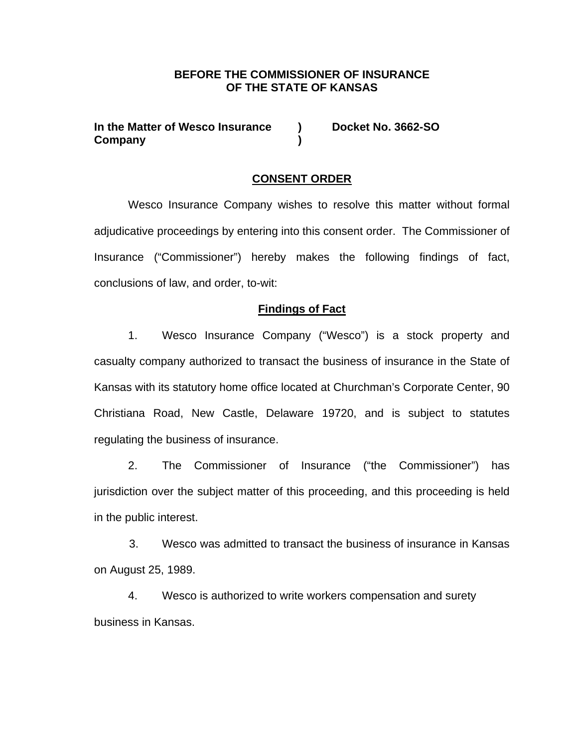**BEFORE THE COMMISSIONER OF INSURANCE**
**OF THE STATE OF KANSAS**

**In the Matter of Wesco Insurance Company ) Docket No. 3662-SO**

## CONSENT ORDER

Wesco Insurance Company wishes to resolve this matter without formal adjudicative proceedings by entering into this consent order. The Commissioner of Insurance ("Commissioner") hereby makes the following findings of fact, conclusions of law, and order, to-wit:

### Findings of Fact

1. Wesco Insurance Company ("Wesco") is a stock property and casualty company authorized to transact the business of insurance in the State of Kansas with its statutory home office located at Churchman's Corporate Center, 90 Christiana Road, New Castle, Delaware 19720, and is subject to statutes regulating the business of insurance.

2. The Commissioner of Insurance ("the Commissioner") has jurisdiction over the subject matter of this proceeding, and this proceeding is held in the public interest.

3. Wesco was admitted to transact the business of insurance in Kansas on August 25, 1989.

4. Wesco is authorized to write workers compensation and surety business in Kansas.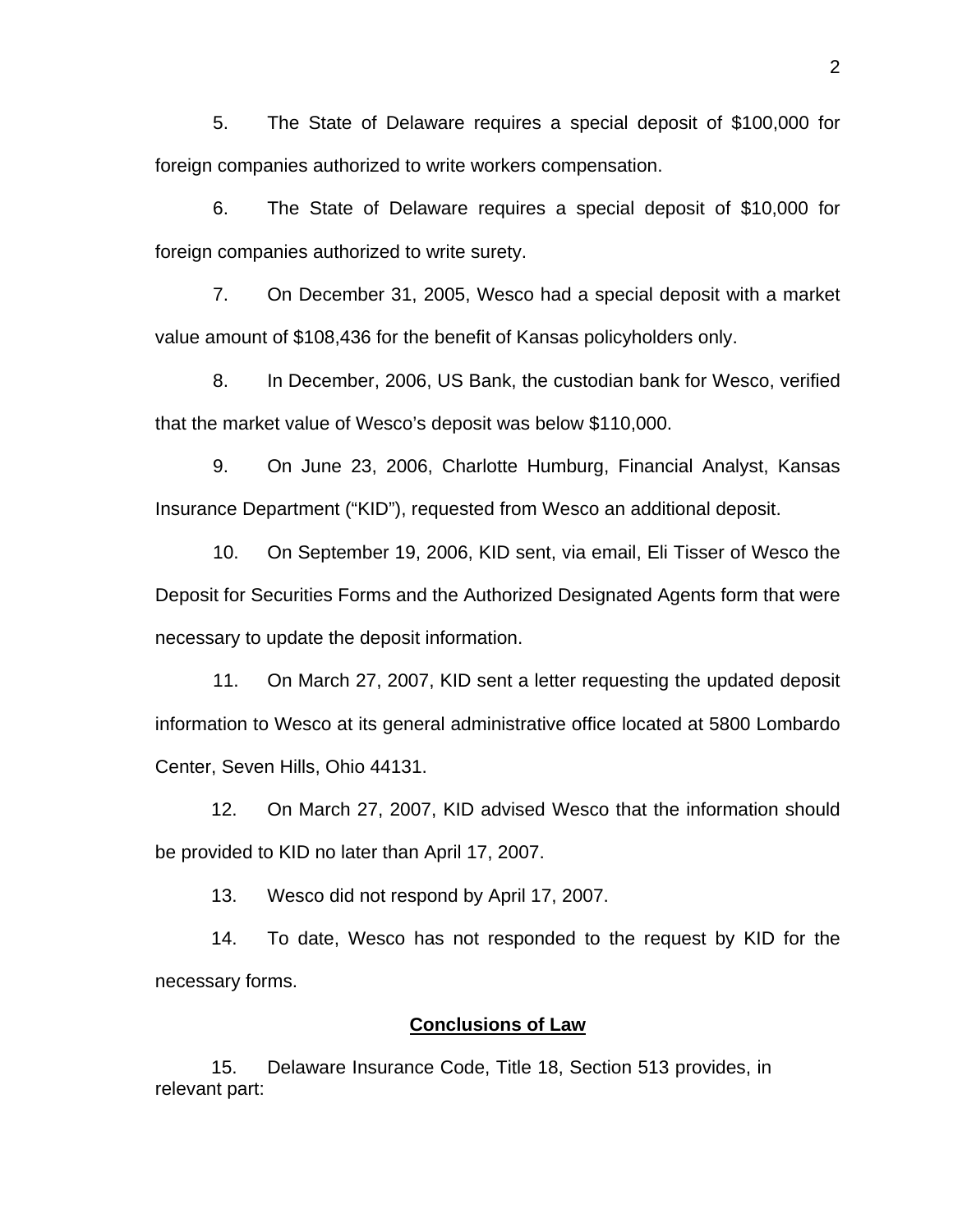5. The State of Delaware requires a special deposit of $100,000 for foreign companies authorized to write workers compensation.

6. The State of Delaware requires a special deposit of $10,000 for foreign companies authorized to write surety.

7. On December 31, 2005, Wesco had a special deposit with a market value amount of $108,436 for the benefit of Kansas policyholders only.

8. In December, 2006, US Bank, the custodian bank for Wesco, verified that the market value of Wesco's deposit was below $110,000.

9. On June 23, 2006, Charlotte Humburg, Financial Analyst, Kansas Insurance Department ("KID"), requested from Wesco an additional deposit.

10. On September 19, 2006, KID sent, via email, Eli Tisser of Wesco the Deposit for Securities Forms and the Authorized Designated Agents form that were necessary to update the deposit information.

11. On March 27, 2007, KID sent a letter requesting the updated deposit information to Wesco at its general administrative office located at 5800 Lombardo Center, Seven Hills, Ohio 44131.

12. On March 27, 2007, KID advised Wesco that the information should be provided to KID no later than April 17, 2007.

13. Wesco did not respond by April 17, 2007.

14. To date, Wesco has not responded to the request by KID for the necessary forms.

## Conclusions of Law

15. Delaware Insurance Code, Title 18, Section 513 provides, in relevant part: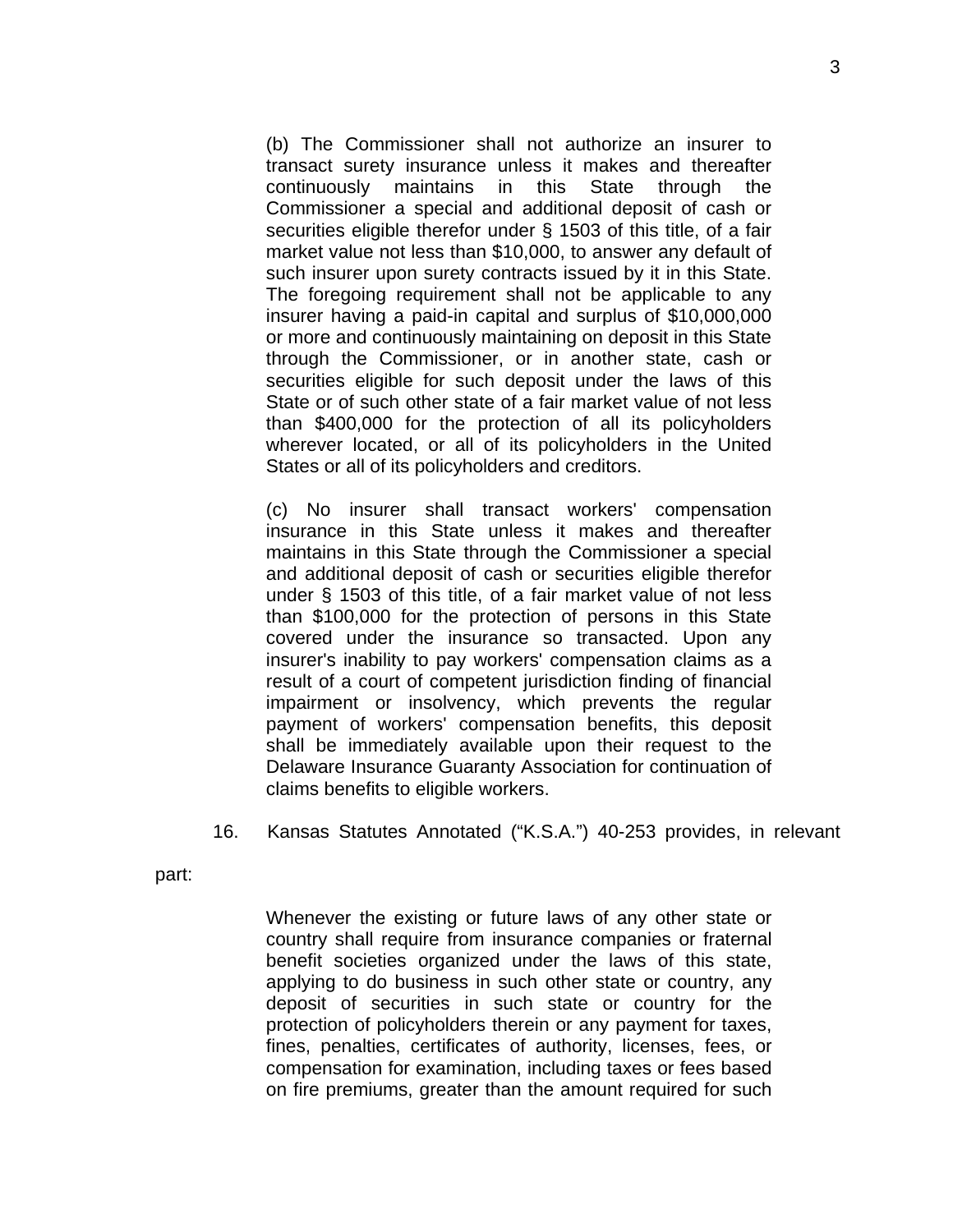> (b) The Commissioner shall not authorize an insurer to transact surety insurance unless it makes and thereafter continuously maintains in this State through the Commissioner a special and additional deposit of cash or securities eligible therefor under § 1503 of this title, of a fair market value not less than $10,000, to answer any default of such insurer upon surety contracts issued by it in this State. The foregoing requirement shall not be applicable to any insurer having a paid-in capital and surplus of $10,000,000 or more and continuously maintaining on deposit in this State through the Commissioner, or in another state, cash or securities eligible for such deposit under the laws of this State or of such other state of a fair market value of not less than $400,000 for the protection of all its policyholders wherever located, or all of its policyholders in the United States or all of its policyholders and creditors.
>
> (c) No insurer shall transact workers' compensation insurance in this State unless it makes and thereafter maintains in this State through the Commissioner a special and additional deposit of cash or securities eligible therefor under § 1503 of this title, of a fair market value of not less than $100,000 for the protection of persons in this State covered under the insurance so transacted. Upon any insurer's inability to pay workers' compensation claims as a result of a court of competent jurisdiction finding of financial impairment or insolvency, which prevents the regular payment of workers' compensation benefits, this deposit shall be immediately available upon their request to the Delaware Insurance Guaranty Association for continuation of claims benefits to eligible workers.

16. Kansas Statutes Annotated ("K.S.A.") 40-253 provides, in relevant part:

> Whenever the existing or future laws of any other state or country shall require from insurance companies or fraternal benefit societies organized under the laws of this state, applying to do business in such other state or country, any deposit of securities in such state or country for the protection of policyholders therein or any payment for taxes, fines, penalties, certificates of authority, licenses, fees, or compensation for examination, including taxes or fees based on fire premiums, greater than the amount required for such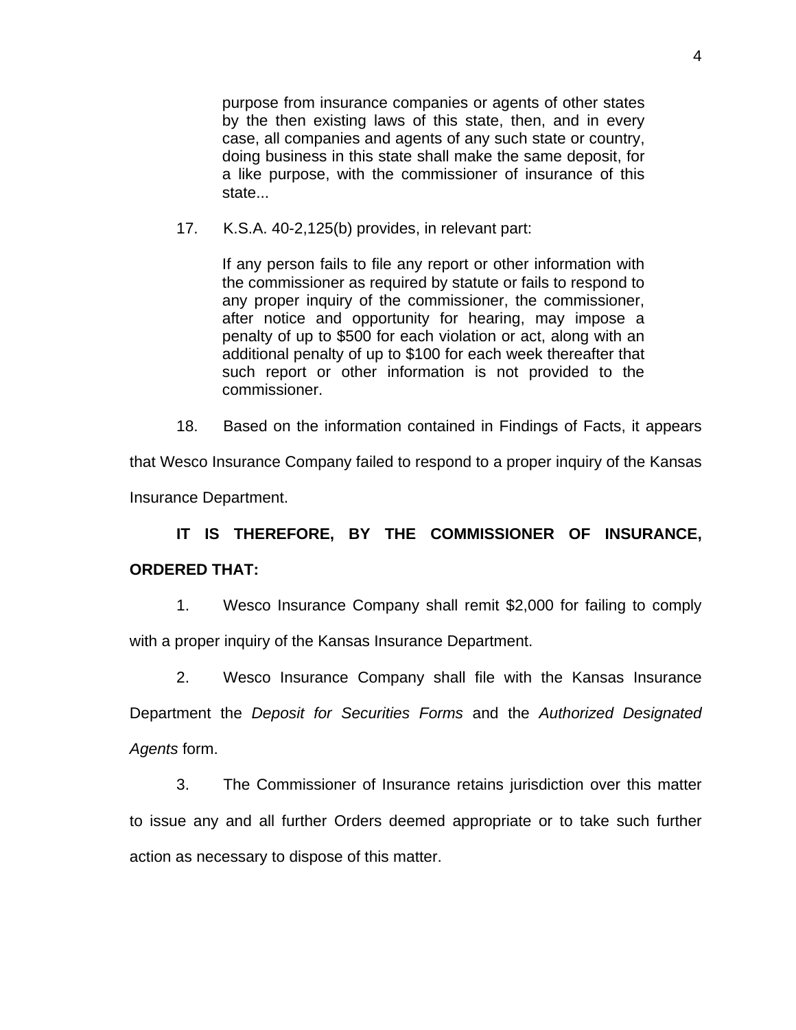> purpose from insurance companies or agents of other states by the then existing laws of this state, then, and in every case, all companies and agents of any such state or country, doing business in this state shall make the same deposit, for a like purpose, with the commissioner of insurance of this state...

17. K.S.A. 40-2,125(b) provides, in relevant part:

> If any person fails to file any report or other information with the commissioner as required by statute or fails to respond to any proper inquiry of the commissioner, the commissioner, after notice and opportunity for hearing, may impose a penalty of up to $500 for each violation or act, along with an additional penalty of up to $100 for each week thereafter that such report or other information is not provided to the commissioner.

18. Based on the information contained in Findings of Facts, it appears that Wesco Insurance Company failed to respond to a proper inquiry of the Kansas Insurance Department.

**IT IS THEREFORE, BY THE COMMISSIONER OF INSURANCE, ORDERED THAT:**

1. Wesco Insurance Company shall remit $2,000 for failing to comply with a proper inquiry of the Kansas Insurance Department.

2. Wesco Insurance Company shall file with the Kansas Insurance Department the *Deposit for Securities Forms* and the *Authorized Designated Agents* form.

3. The Commissioner of Insurance retains jurisdiction over this matter to issue any and all further Orders deemed appropriate or to take such further action as necessary to dispose of this matter.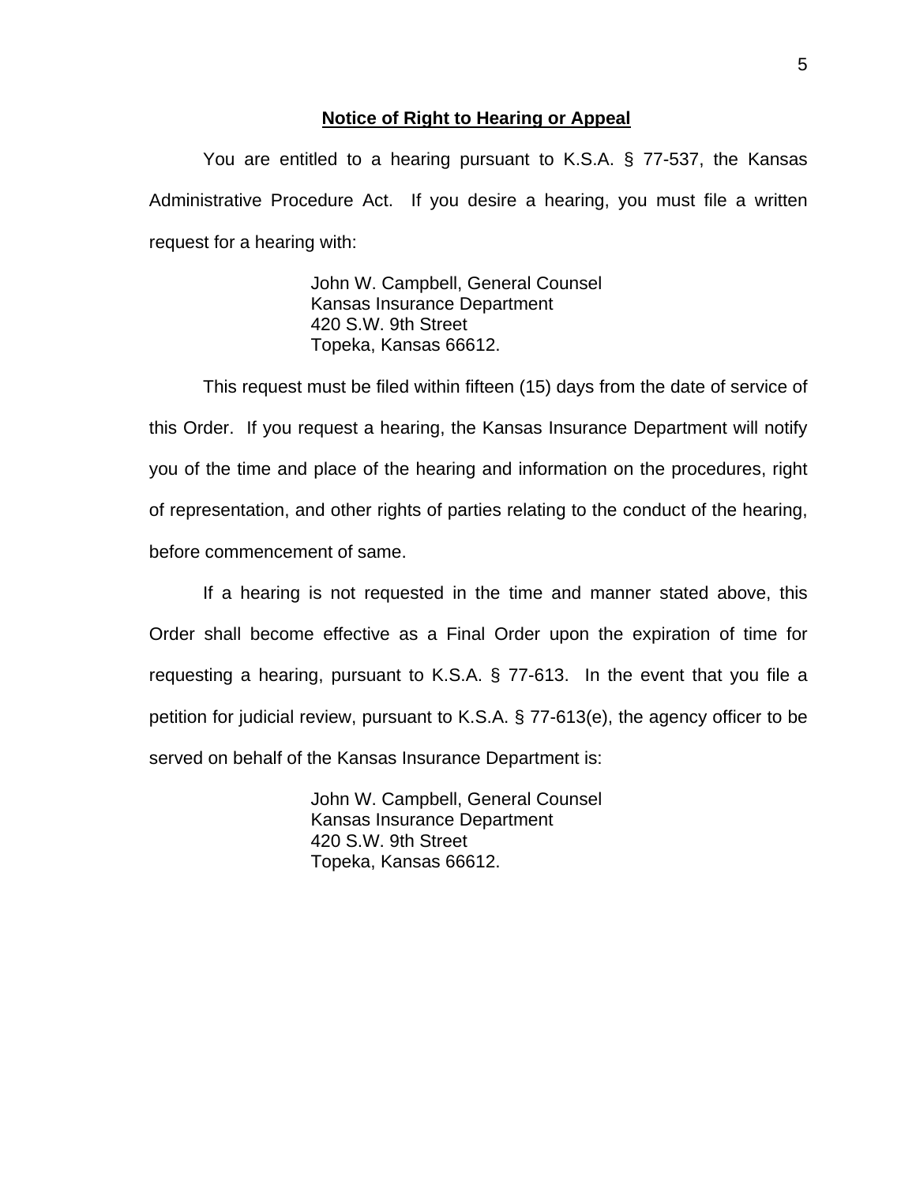## Notice of Right to Hearing or Appeal

You are entitled to a hearing pursuant to K.S.A. § 77-537, the Kansas Administrative Procedure Act. If you desire a hearing, you must file a written request for a hearing with:

John W. Campbell, General Counsel
Kansas Insurance Department
420 S.W. 9th Street
Topeka, Kansas 66612.

This request must be filed within fifteen (15) days from the date of service of this Order. If you request a hearing, the Kansas Insurance Department will notify you of the time and place of the hearing and information on the procedures, right of representation, and other rights of parties relating to the conduct of the hearing, before commencement of same.

If a hearing is not requested in the time and manner stated above, this Order shall become effective as a Final Order upon the expiration of time for requesting a hearing, pursuant to K.S.A. § 77-613. In the event that you file a petition for judicial review, pursuant to K.S.A. § 77-613(e), the agency officer to be served on behalf of the Kansas Insurance Department is:

John W. Campbell, General Counsel
Kansas Insurance Department
420 S.W. 9th Street
Topeka, Kansas 66612.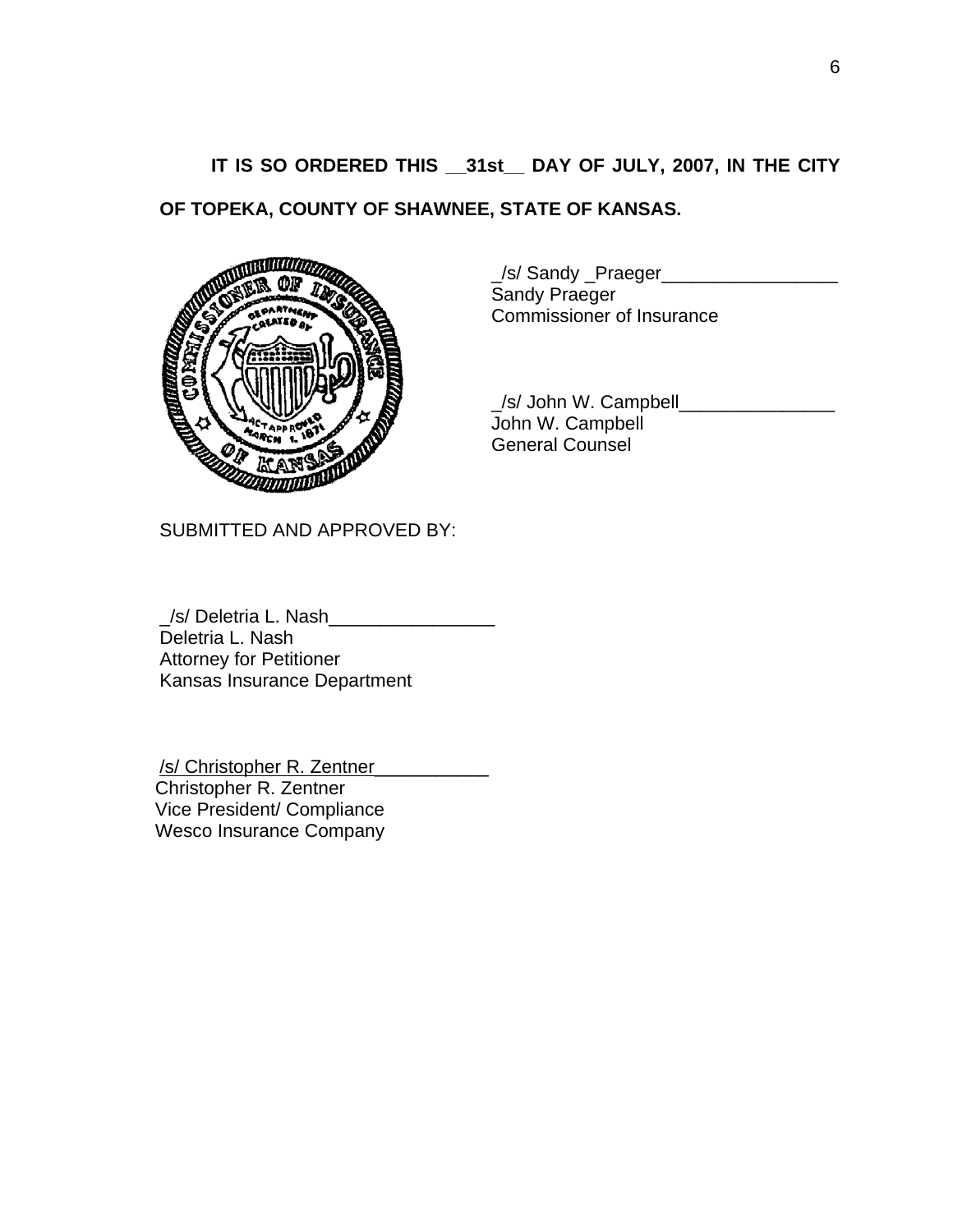**IT IS SO ORDERED THIS __31st__ DAY OF JULY, 2007, IN THE CITY OF TOPEKA, COUNTY OF SHAWNEE, STATE OF KANSAS.**

_/s/ Sandy _Praeger_________________
Sandy Praeger
Commissioner of Insurance

_/s/ John W. Campbell_______________
John W. Campbell
General Counsel

SUBMITTED AND APPROVED BY:

_/s/ Deletria L. Nash________________
Deletria L. Nash
Attorney for Petitioner
Kansas Insurance Department

/s/ Christopher R. Zentner___________
Christopher R. Zentner
Vice President/ Compliance
Wesco Insurance Company